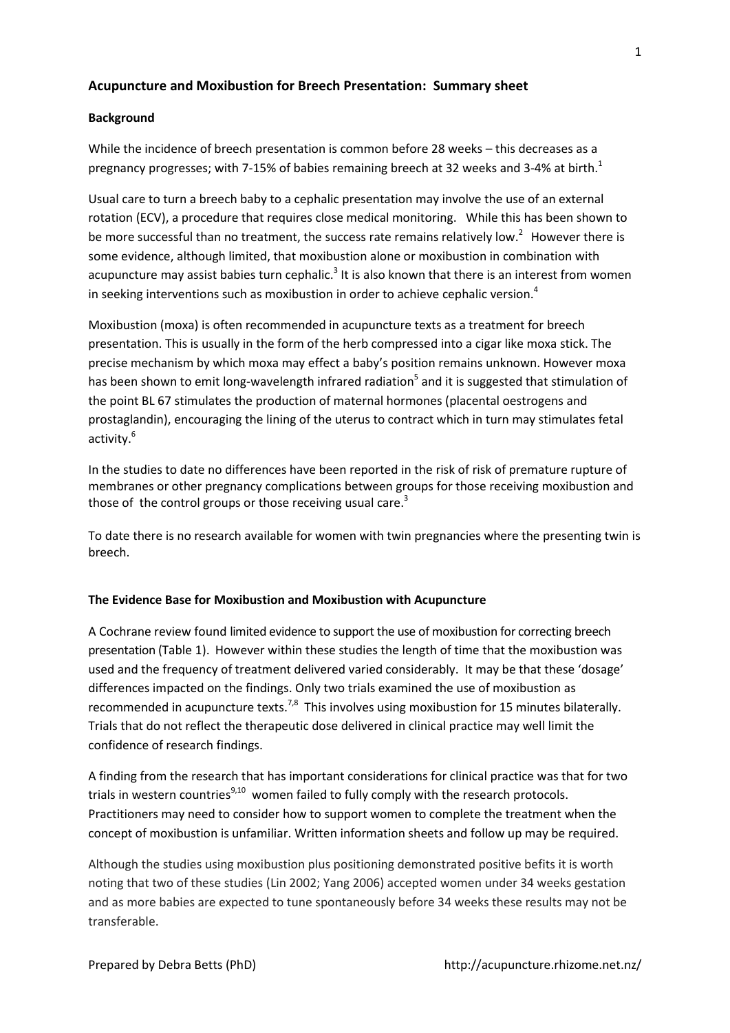## Acupuncture and Moxibustion for Breech Presentation: Summary sheet

### Background

While the incidence of breech presentation is common before 28 weeks – this decreases as a pregnancy progresses; with 7-15% of babies remaining breech at 32 weeks and 3-4% at birth.[1]

Usual care to turn a breech baby to a cephalic presentation may involve the use of an external rotation (ECV), a procedure that requires close medical monitoring. While this has been shown to be more successful than no treatment, the success rate remains relatively low.[2] However there is some evidence, although limited, that moxibustion alone or moxibustion in combination with acupuncture may assist babies turn cephalic.[3] It is also known that there is an interest from women in seeking interventions such as moxibustion in order to achieve cephalic version.[4]

Moxibustion (moxa) is often recommended in acupuncture texts as a treatment for breech presentation. This is usually in the form of the herb compressed into a cigar like moxa stick. The precise mechanism by which moxa may effect a baby's position remains unknown. However moxa has been shown to emit long-wavelength infrared radiation[5] and it is suggested that stimulation of the point BL 67 stimulates the production of maternal hormones (placental oestrogens and prostaglandin), encouraging the lining of the uterus to contract which in turn may stimulates fetal activity.[6]

In the studies to date no differences have been reported in the risk of risk of premature rupture of membranes or other pregnancy complications between groups for those receiving moxibustion and those of the control groups or those receiving usual care.[3]

To date there is no research available for women with twin pregnancies where the presenting twin is breech.

### The Evidence Base for Moxibustion and Moxibustion with Acupuncture

A Cochrane review found limited evidence to support the use of moxibustion for correcting breech presentation (Table 1). However within these studies the length of time that the moxibustion was used and the frequency of treatment delivered varied considerably. It may be that these 'dosage' differences impacted on the findings. Only two trials examined the use of moxibustion as recommended in acupuncture texts.[7,8] This involves using moxibustion for 15 minutes bilaterally. Trials that do not reflect the therapeutic dose delivered in clinical practice may well limit the confidence of research findings.

A finding from the research that has important considerations for clinical practice was that for two trials in western countries[9,10] women failed to fully comply with the research protocols. Practitioners may need to consider how to support women to complete the treatment when the concept of moxibustion is unfamiliar. Written information sheets and follow up may be required.

Although the studies using moxibustion plus positioning demonstrated positive befits it is worth noting that two of these studies (Lin 2002; Yang 2006) accepted women under 34 weeks gestation and as more babies are expected to tune spontaneously before 34 weeks these results may not be transferable.

Prepared by Debra Betts (PhD) http://acupuncture.rhizome.net.nz/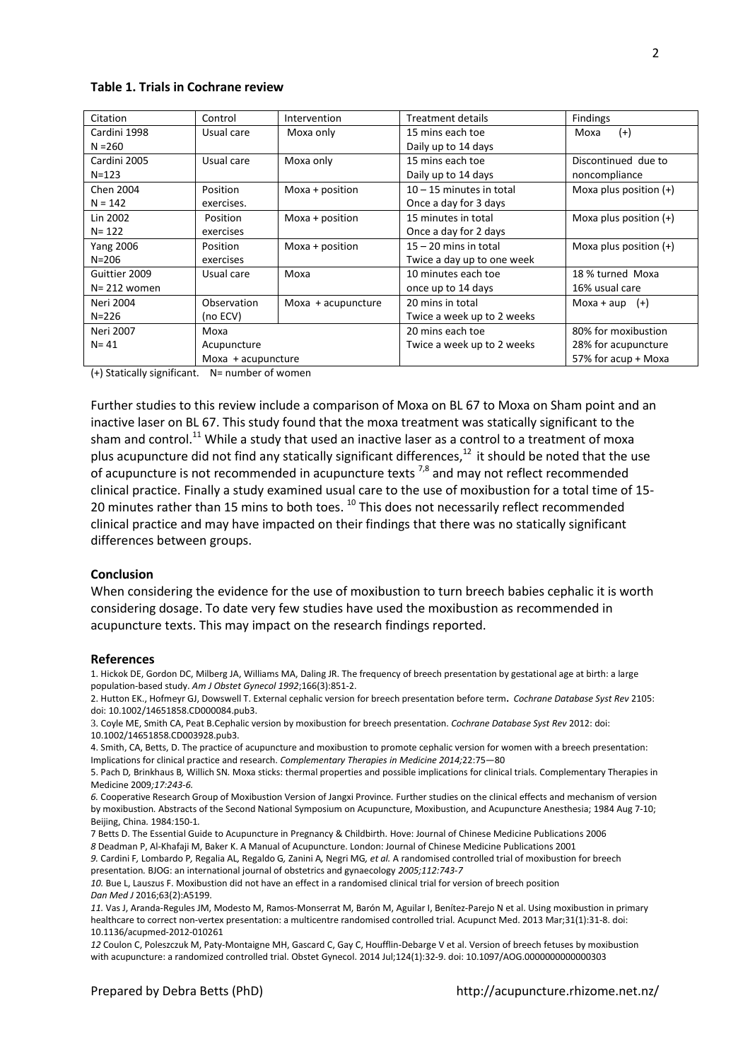**Table 1. Trials in Cochrane review**

| Citation | Control | Intervention | Treatment details | Findings |
|---|---|---|---|---|
| Cardini 1998<br>N =260 | Usual care | Moxa only | 15 mins each toe<br>Daily up to 14 days | Moxa (+) |
| Cardini 2005<br>N=123 | Usual care | Moxa only | 15 mins each toe<br>Daily up to 14 days | Discontinued due to noncompliance |
| Chen 2004<br>N = 142 | Position exercises. | Moxa + position | 10 – 15 minutes in total<br>Once a day for 3 days | Moxa plus position (+) |
| Lin 2002<br>N= 122 | Position exercises | Moxa + position | 15 minutes in total<br>Once a day for 2 days | Moxa plus position (+) |
| Yang 2006<br>N=206 | Position exercises | Moxa + position | 15 – 20 mins in total<br>Twice a day up to one week | Moxa plus position (+) |
| Guittier 2009<br>N= 212 women | Usual care | Moxa | 10 minutes each toe<br>once up to 14 days | 18 % turned Moxa<br>16% usual care |
| Neri 2004<br>N=226 | Observation (no ECV) | Moxa + acupuncture | 20 mins in total<br>Twice a week up to 2 weeks | Moxa + aup (+) |
| Neri 2007<br>N= 41 | Moxa<br>Acupuncture<br>Moxa + acupuncture | | 20 mins each toe<br>Twice a week up to 2 weeks | 80% for moxibustion<br>28% for acupuncture<br>57% for acup + Moxa |

(+) Statically significant. N= number of women

Further studies to this review include a comparison of Moxa on BL 67 to Moxa on Sham point and an inactive laser on BL 67. This study found that the moxa treatment was statically significant to the sham and control.[11] While a study that used an inactive laser as a control to a treatment of moxa plus acupuncture did not find any statically significant differences,[12] it should be noted that the use of acupuncture is not recommended in acupuncture texts [7,8] and may not reflect recommended clinical practice. Finally a study examined usual care to the use of moxibustion for a total time of 15-20 minutes rather than 15 mins to both toes. [10] This does not necessarily reflect recommended clinical practice and may have impacted on their findings that there was no statically significant differences between groups.

## Conclusion

When considering the evidence for the use of moxibustion to turn breech babies cephalic it is worth considering dosage. To date very few studies have used the moxibustion as recommended in acupuncture texts. This may impact on the research findings reported.

## References

1. Hickok DE, Gordon DC, Milberg JA, Williams MA, Daling JR. The frequency of breech presentation by gestational age at birth: a large population-based study. *Am J Obstet Gynecol 1992*;166(3):851-2.

2. Hutton EK., Hofmeyr GJ, Dowswell T. External cephalic version for breech presentation before term. *Cochrane Database Syst Rev* 2105: doi: 10.1002/14651858.CD000084.pub3.

3. Coyle ME, Smith CA, Peat B.Cephalic version by moxibustion for breech presentation. *Cochrane Database Syst Rev* 2012: doi: 10.1002/14651858.CD003928.pub3.

4. Smith, CA, Betts, D. The practice of acupuncture and moxibustion to promote cephalic version for women with a breech presentation: Implications for clinical practice and research. *Complementary Therapies in Medicine 2014*;22:75—80

5. Pach D, Brinkhaus B, Willich SN. Moxa sticks: thermal properties and possible implications for clinical trials. Complementary Therapies in Medicine 2009*;17:243-6.*

*6.* Cooperative Research Group of Moxibustion Version of Jangxi Province. Further studies on the clinical effects and mechanism of version by moxibustion. Abstracts of the Second National Symposium on Acupuncture, Moxibustion, and Acupuncture Anesthesia; 1984 Aug 7-10; Beijing, China. 1984:150-1.

7 Betts D. The Essential Guide to Acupuncture in Pregnancy & Childbirth. Hove: Journal of Chinese Medicine Publications 2006

*8* Deadman P, Al-Khafaji M, Baker K. A Manual of Acupuncture. London: Journal of Chinese Medicine Publications 2001

*9.* Cardini F, Lombardo P, Regalia AL, Regaldo G, Zanini A, Negri MG, *et al.* A randomised controlled trial of moxibustion for breech presentation. BJOG: an international journal of obstetrics and gynaecology *2005;112:743-7*

*10.* Bue L, Lauszus F. Moxibustion did not have an effect in a randomised clinical trial for version of breech position *Dan Med J* 2016;63(2):A5199.

*11.* Vas J, Aranda-Regules JM, Modesto M, Ramos-Monserrat M, Barón M, Aguilar I, Benítez-Parejo N et al. Using moxibustion in primary healthcare to correct non-vertex presentation: a multicentre randomised controlled trial. Acupunct Med. 2013 Mar;31(1):31-8. doi: 10.1136/acupmed-2012-010261

*12* Coulon C, Poleszczuk M, Paty-Montaigne MH, Gascard C, Gay C, Houfflin-Debarge V et al. Version of breech fetuses by moxibustion with acupuncture: a randomized controlled trial. Obstet Gynecol. 2014 Jul;124(1):32-9. doi: 10.1097/AOG.0000000000000303

Prepared by Debra Betts (PhD) http://acupuncture.rhizome.net.nz/